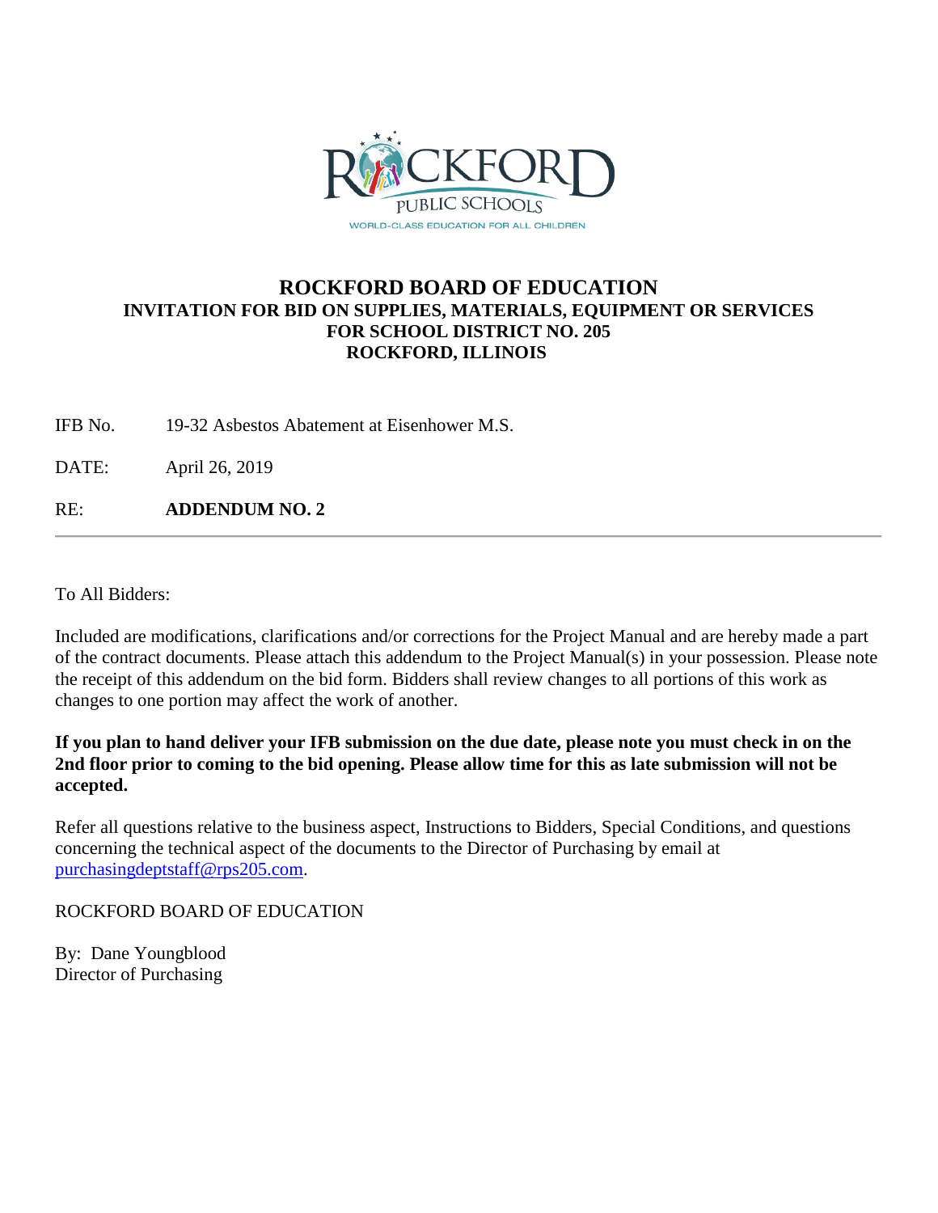# ROCKFORD BOARD OF EDUCATION

**INVITATION FOR BID ON SUPPLIES, MATERIALS, EQUIPMENT OR SERVICES FOR SCHOOL DISTRICT NO. 205 ROCKFORD, ILLINOIS**

IFB No. 19-32 Asbestos Abatement at Eisenhower M.S.

DATE: April 26, 2019

RE: **ADDENDUM NO. 2**

---

To All Bidders:

Included are modifications, clarifications and/or corrections for the Project Manual and are hereby made a part of the contract documents. Please attach this addendum to the Project Manual(s) in your possession. Please note the receipt of this addendum on the bid form. Bidders shall review changes to all portions of this work as changes to one portion may affect the work of another.

**If you plan to hand deliver your IFB submission on the due date, please note you must check in on the 2nd floor prior to coming to the bid opening. Please allow time for this as late submission will not be accepted.**

Refer all questions relative to the business aspect, Instructions to Bidders, Special Conditions, and questions concerning the technical aspect of the documents to the Director of Purchasing by email at purchasingdeptstaff@rps205.com.

ROCKFORD BOARD OF EDUCATION

By: Dane Youngblood
Director of Purchasing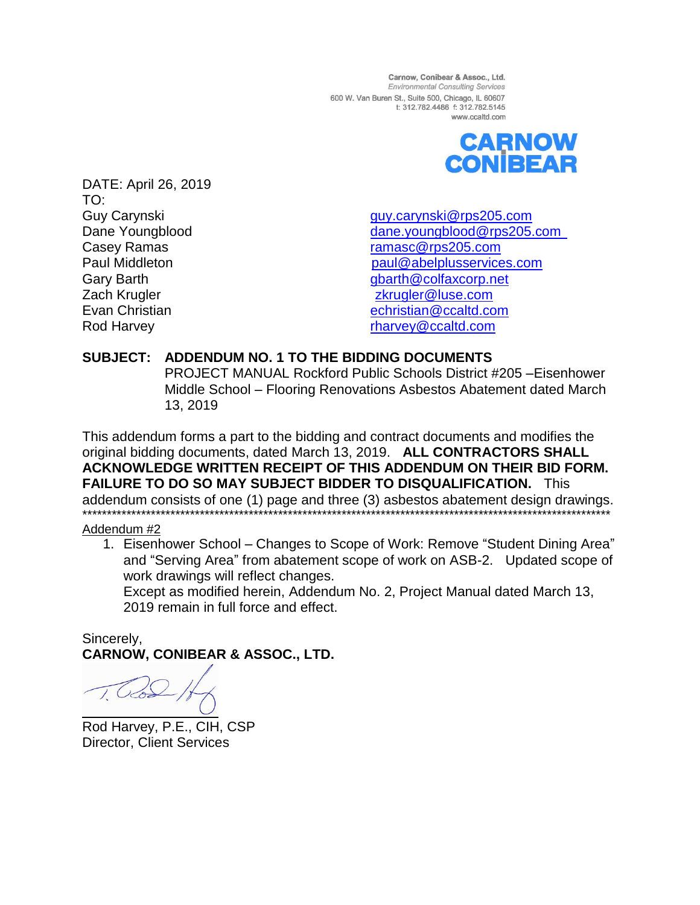Carnow, Conibear & Assoc., Ltd.
*Environmental Consulting Services*
600 W. Van Buren St., Suite 500, Chicago, IL 60607
t: 312.782.4486 f: 312.782.5145
www.ccaltd.com

CARNOW CONIBEAR

DATE: April 26, 2019

TO:

| | |
|---|---|
| Guy Carynski | guy.carynski@rps205.com |
| Dane Youngblood | dane.youngblood@rps205.com |
| Casey Ramas | ramasc@rps205.com |
| Paul Middleton | paul@abelplusservices.com |
| Gary Barth | gbarth@colfaxcorp.net |
| Zach Krugler | zkrugler@luse.com |
| Evan Christian | echristian@ccaltd.com |
| Rod Harvey | rharvey@ccaltd.com |

**SUBJECT: ADDENDUM NO. 1 TO THE BIDDING DOCUMENTS**
PROJECT MANUAL Rockford Public Schools District #205 –Eisenhower Middle School – Flooring Renovations Asbestos Abatement dated March 13, 2019

This addendum forms a part to the bidding and contract documents and modifies the original bidding documents, dated March 13, 2019. **ALL CONTRACTORS SHALL ACKNOWLEDGE WRITTEN RECEIPT OF THIS ADDENDUM ON THEIR BID FORM. FAILURE TO DO SO MAY SUBJECT BIDDER TO DISQUALIFICATION.** This addendum consists of one (1) page and three (3) asbestos abatement design drawings.

******************************************************************************************************************

Addendum #2

1. Eisenhower School – Changes to Scope of Work: Remove "Student Dining Area" and "Serving Area" from abatement scope of work on ASB-2. Updated scope of work drawings will reflect changes.
   Except as modified herein, Addendum No. 2, Project Manual dated March 13, 2019 remain in full force and effect.

Sincerely,
**CARNOW, CONIBEAR & ASSOC., LTD.**

Rod Harvey, P.E., CIH, CSP
Director, Client Services